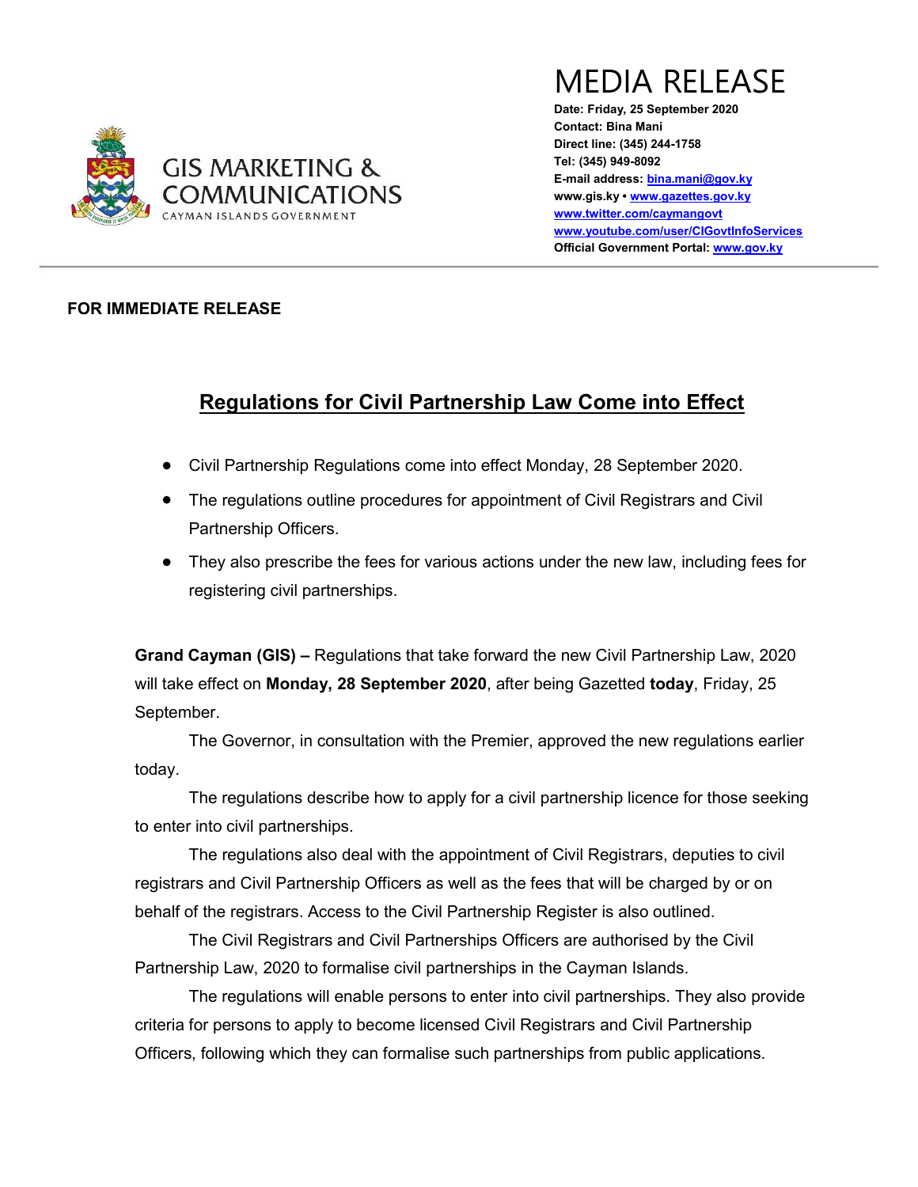GIS MARKETING & COMMUNICATIONS
CAYMAN ISLANDS GOVERNMENT

# MEDIA RELEASE

**Date: Friday, 25 September 2020**
**Contact: Bina Mani**
**Direct line: (345) 244-1758**
**Tel: (345) 949-8092**
**E-mail address: bina.mani@gov.ky**
**www.gis.ky • www.gazettes.gov.ky**
**www.twitter.com/caymangovt**
**www.youtube.com/user/CIGovtInfoServices**
**Official Government Portal: www.gov.ky**

---

**FOR IMMEDIATE RELEASE**

## Regulations for Civil Partnership Law Come into Effect

- Civil Partnership Regulations come into effect Monday, 28 September 2020.
- The regulations outline procedures for appointment of Civil Registrars and Civil Partnership Officers.
- They also prescribe the fees for various actions under the new law, including fees for registering civil partnerships.

**Grand Cayman (GIS) –** Regulations that take forward the new Civil Partnership Law, 2020 will take effect on **Monday, 28 September 2020**, after being Gazetted **today**, Friday, 25 September.

The Governor, in consultation with the Premier, approved the new regulations earlier today.

The regulations describe how to apply for a civil partnership licence for those seeking to enter into civil partnerships.

The regulations also deal with the appointment of Civil Registrars, deputies to civil registrars and Civil Partnership Officers as well as the fees that will be charged by or on behalf of the registrars. Access to the Civil Partnership Register is also outlined.

The Civil Registrars and Civil Partnerships Officers are authorised by the Civil Partnership Law, 2020 to formalise civil partnerships in the Cayman Islands.

The regulations will enable persons to enter into civil partnerships. They also provide criteria for persons to apply to become licensed Civil Registrars and Civil Partnership Officers, following which they can formalise such partnerships from public applications.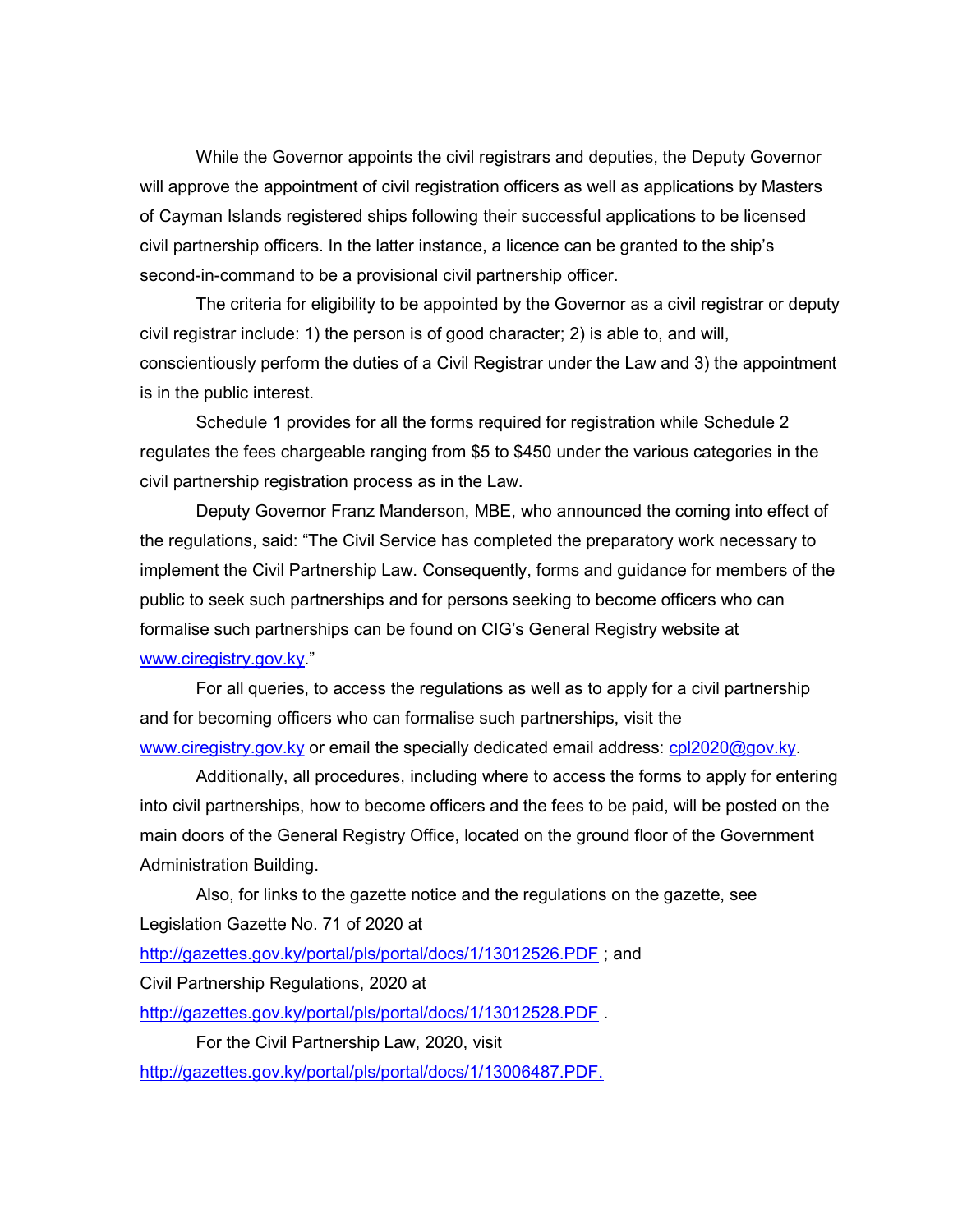While the Governor appoints the civil registrars and deputies, the Deputy Governor will approve the appointment of civil registration officers as well as applications by Masters of Cayman Islands registered ships following their successful applications to be licensed civil partnership officers. In the latter instance, a licence can be granted to the ship's second-in-command to be a provisional civil partnership officer.

The criteria for eligibility to be appointed by the Governor as a civil registrar or deputy civil registrar include: 1) the person is of good character; 2) is able to, and will, conscientiously perform the duties of a Civil Registrar under the Law and 3) the appointment is in the public interest.

Schedule 1 provides for all the forms required for registration while Schedule 2 regulates the fees chargeable ranging from $5 to $450 under the various categories in the civil partnership registration process as in the Law.

Deputy Governor Franz Manderson, MBE, who announced the coming into effect of the regulations, said: "The Civil Service has completed the preparatory work necessary to implement the Civil Partnership Law. Consequently, forms and guidance for members of the public to seek such partnerships and for persons seeking to become officers who can formalise such partnerships can be found on CIG's General Registry website at www.ciregistry.gov.ky."

For all queries, to access the regulations as well as to apply for a civil partnership and for becoming officers who can formalise such partnerships, visit the www.ciregistry.gov.ky or email the specially dedicated email address: cpl2020@gov.ky.

Additionally, all procedures, including where to access the forms to apply for entering into civil partnerships, how to become officers and the fees to be paid, will be posted on the main doors of the General Registry Office, located on the ground floor of the Government Administration Building.

Also, for links to the gazette notice and the regulations on the gazette, see Legislation Gazette No. 71 of 2020 at
http://gazettes.gov.ky/portal/pls/portal/docs/1/13012526.PDF ; and
Civil Partnership Regulations, 2020 at
http://gazettes.gov.ky/portal/pls/portal/docs/1/13012528.PDF .

For the Civil Partnership Law, 2020, visit
http://gazettes.gov.ky/portal/pls/portal/docs/1/13006487.PDF.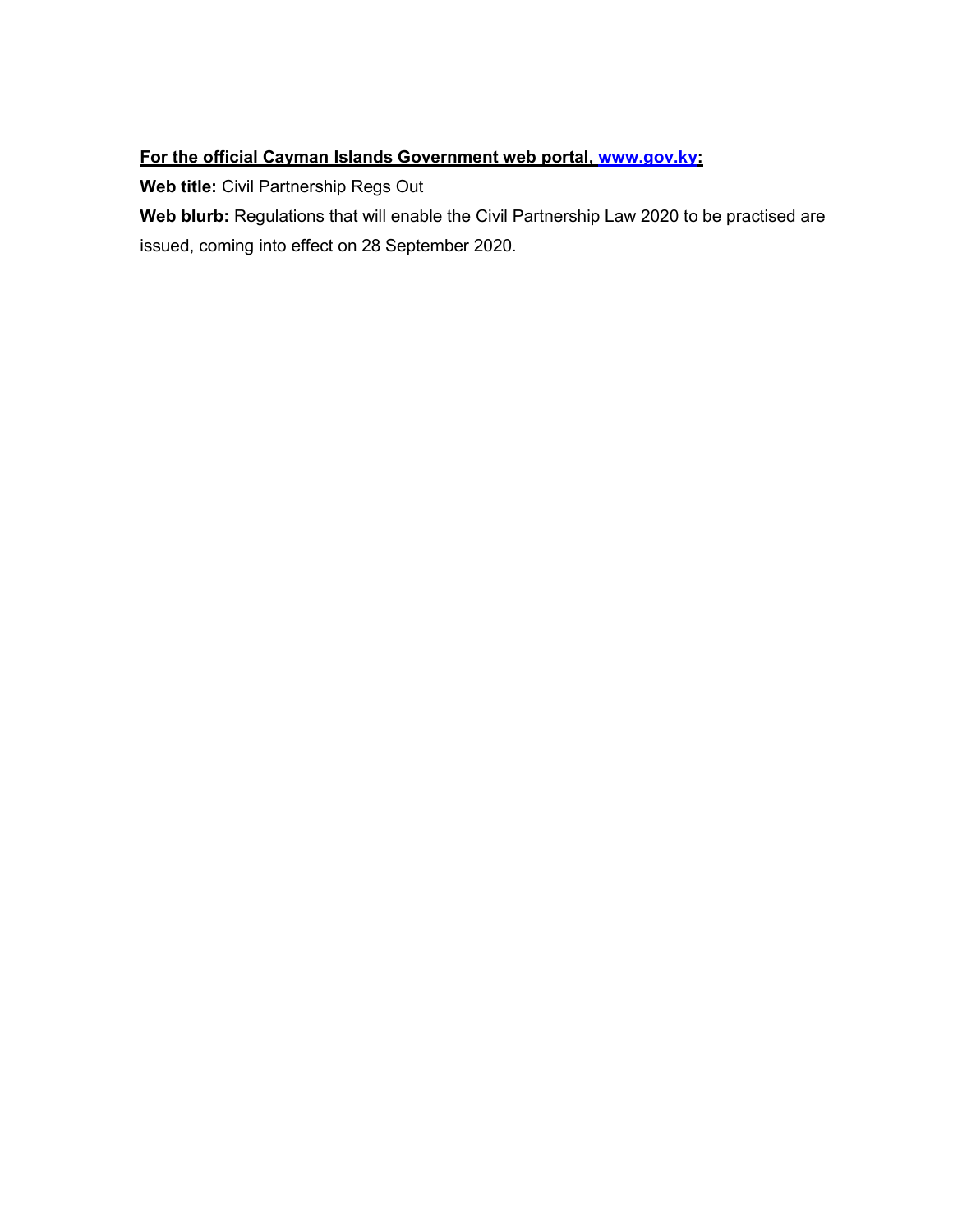**For the official Cayman Islands Government web portal, [www.gov.ky](http://www.gov.ky):**

**Web title:** Civil Partnership Regs Out

**Web blurb:** Regulations that will enable the Civil Partnership Law 2020 to be practised are issued, coming into effect on 28 September 2020.